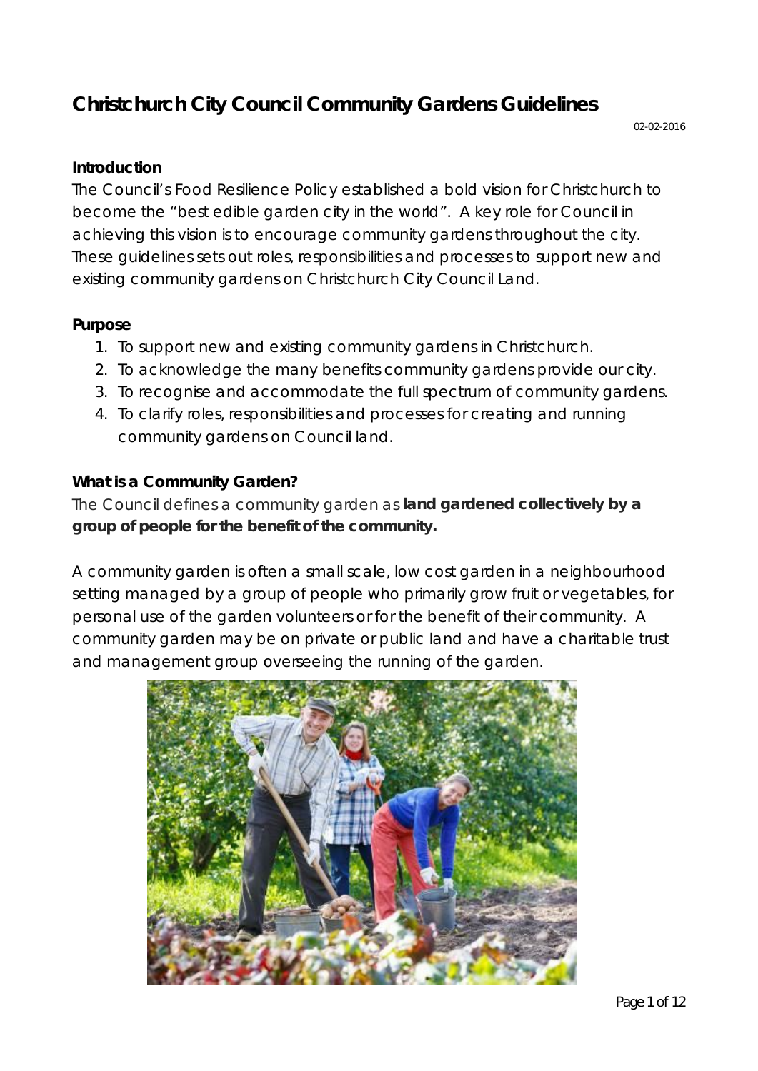# Christchurch City Council Community Gardens Guidelines

02-02-2016

## Introduction

The Council's Food Resilience Policy established a bold vision for Christchurch to become the "best edible garden city in the world". A key role for Council in achieving this vision is to encourage community gardens throughout the city. These guidelines sets out roles, responsibilities and processes to support new and existing community gardens on Christchurch City Council Land.

## Purpose

1. To support new and existing community gardens in Christchurch.
2. To acknowledge the many benefits community gardens provide our city.
3. To recognise and accommodate the full spectrum of community gardens.
4. To clarify roles, responsibilities and processes for creating and running community gardens on Council land.

## What is a Community Garden?

The Council defines a community garden as **land gardened collectively by a group of people for the benefit of the community.**

A community garden is often a small scale, low cost garden in a neighbourhood setting managed by a group of people who primarily grow fruit or vegetables, for personal use of the garden volunteers or for the benefit of their community. A community garden may be on private or public land and have a charitable trust and management group overseeing the running of the garden.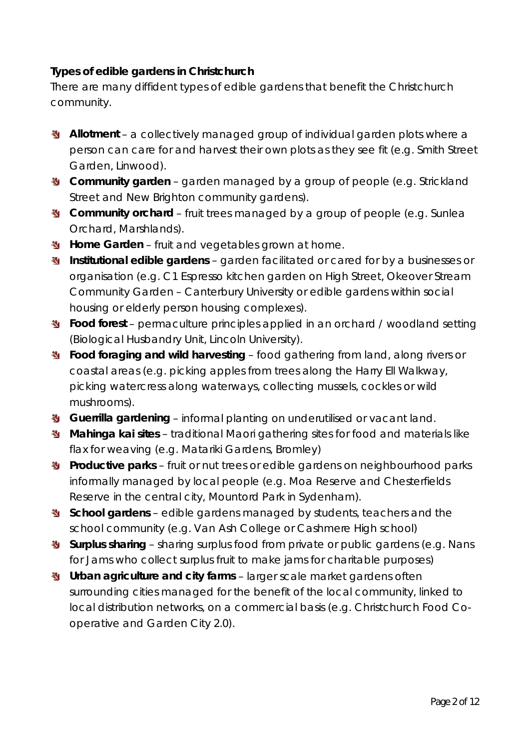**Types of edible gardens in Christchurch**

There are many diffident types of edible gardens that benefit the Christchurch community.

- **Allotment** – a collectively managed group of individual garden plots where a person can care for and harvest their own plots as they see fit (e.g. Smith Street Garden, Linwood).
- **Community garden** – garden managed by a group of people (e.g. Strickland Street and New Brighton community gardens).
- **Community orchard** – fruit trees managed by a group of people (e.g. Sunlea Orchard, Marshlands).
- **Home Garden** – fruit and vegetables grown at home.
- **Institutional edible gardens** – garden facilitated or cared for by a businesses or organisation (e.g. C1 Espresso kitchen garden on High Street, Okeover Stream Community Garden – Canterbury University or edible gardens within social housing or elderly person housing complexes).
- **Food forest** – permaculture principles applied in an orchard / woodland setting (Biological Husbandry Unit, Lincoln University).
- **Food foraging and wild harvesting** – food gathering from land, along rivers or coastal areas (e.g. picking apples from trees along the Harry Ell Walkway, picking watercress along waterways, collecting mussels, cockles or wild mushrooms).
- **Guerrilla gardening** – informal planting on underutilised or vacant land.
- **Mahinga kai sites** – traditional Maori gathering sites for food and materials like flax for weaving (e.g. Matariki Gardens, Bromley)
- **Productive parks** – fruit or nut trees or edible gardens on neighbourhood parks informally managed by local people (e.g. Moa Reserve and Chesterfields Reserve in the central city, Mountord Park in Sydenham).
- **School gardens** – edible gardens managed by students, teachers and the school community (e.g. Van Ash College or Cashmere High school)
- **Surplus sharing** – sharing surplus food from private or public gardens (e.g. Nans for Jams who collect surplus fruit to make jams for charitable purposes)
- **Urban agriculture and city farms** – larger scale market gardens often surrounding cities managed for the benefit of the local community, linked to local distribution networks, on a commercial basis (e.g. Christchurch Food Co-operative and Garden City 2.0).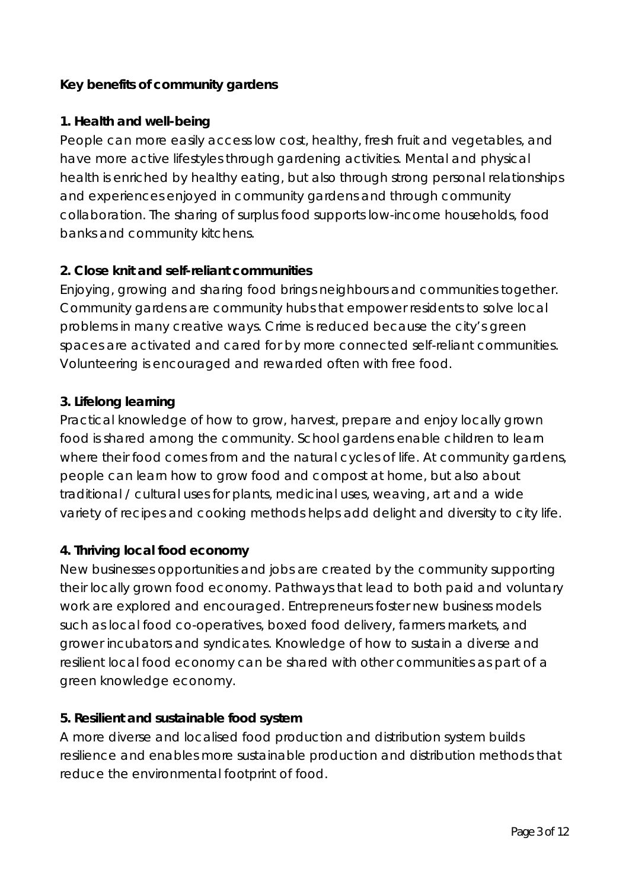**Key benefits of community gardens**

**1. Health and well-being**

People can more easily access low cost, healthy, fresh fruit and vegetables, and have more active lifestyles through gardening activities. Mental and physical health is enriched by healthy eating, but also through strong personal relationships and experiences enjoyed in community gardens and through community collaboration. The sharing of surplus food supports low-income households, food banks and community kitchens.

**2. Close knit and self-reliant communities**

Enjoying, growing and sharing food brings neighbours and communities together. Community gardens are community hubs that empower residents to solve local problems in many creative ways. Crime is reduced because the city's green spaces are activated and cared for by more connected self-reliant communities. Volunteering is encouraged and rewarded often with free food.

**3. Lifelong learning**

Practical knowledge of how to grow, harvest, prepare and enjoy locally grown food is shared among the community. School gardens enable children to learn where their food comes from and the natural cycles of life. At community gardens, people can learn how to grow food and compost at home, but also about traditional / cultural uses for plants, medicinal uses, weaving, art and a wide variety of recipes and cooking methods helps add delight and diversity to city life.

**4. Thriving local food economy**

New businesses opportunities and jobs are created by the community supporting their locally grown food economy. Pathways that lead to both paid and voluntary work are explored and encouraged. Entrepreneurs foster new business models such as local food co-operatives, boxed food delivery, farmers markets, and grower incubators and syndicates. Knowledge of how to sustain a diverse and resilient local food economy can be shared with other communities as part of a green knowledge economy.

**5. Resilient and sustainable food system**

A more diverse and localised food production and distribution system builds resilience and enables more sustainable production and distribution methods that reduce the environmental footprint of food.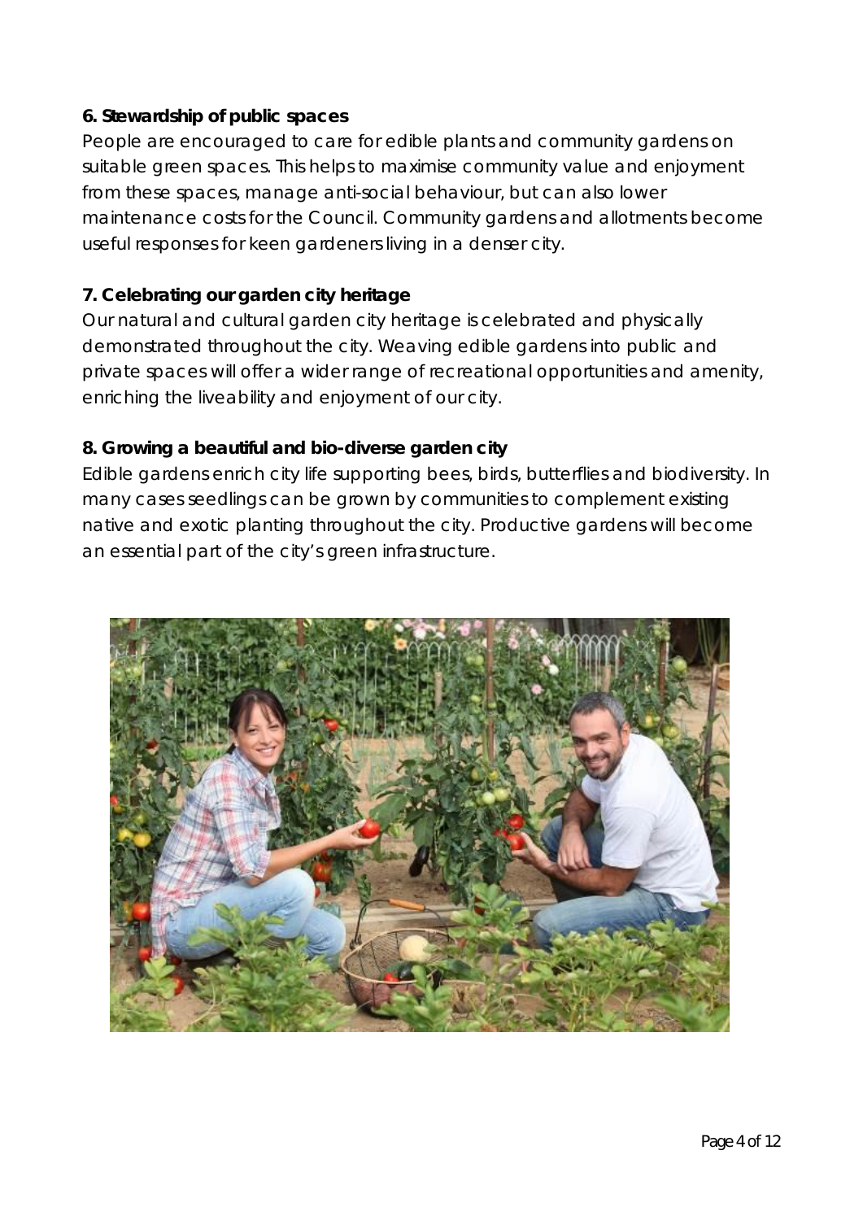**6. Stewardship of public spaces**

People are encouraged to care for edible plants and community gardens on suitable green spaces. This helps to maximise community value and enjoyment from these spaces, manage anti-social behaviour, but can also lower maintenance costs for the Council. Community gardens and allotments become useful responses for keen gardeners living in a denser city.

**7. Celebrating our garden city heritage**

Our natural and cultural garden city heritage is celebrated and physically demonstrated throughout the city. Weaving edible gardens into public and private spaces will offer a wider range of recreational opportunities and amenity, enriching the liveability and enjoyment of our city.

**8. Growing a beautiful and bio-diverse garden city**

Edible gardens enrich city life supporting bees, birds, butterflies and biodiversity. In many cases seedlings can be grown by communities to complement existing native and exotic planting throughout the city. Productive gardens will become an essential part of the city's green infrastructure.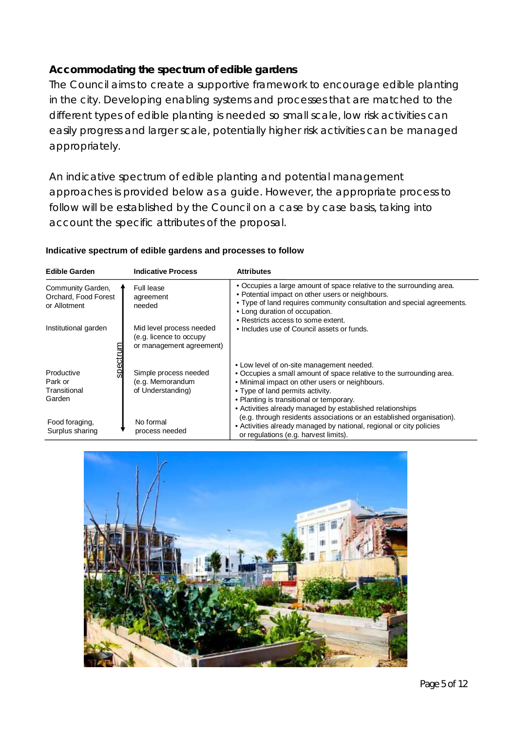### Accommodating the spectrum of edible gardens

The Council aims to create a supportive framework to encourage edible planting in the city. Developing enabling systems and processes that are matched to the different types of edible planting is needed so small scale, low risk activities can easily progress and larger scale, potentially higher risk activities can be managed appropriately.

An indicative spectrum of edible planting and potential management approaches is provided below as a guide. However, the appropriate process to follow will be established by the Council on a case by case basis, taking into account the specific attributes of the proposal.

**Indicative spectrum of edible gardens and processes to follow**

| Edible Garden | Indicative Process | Attributes |
|---|---|---|
| Community Garden, Orchard, Food Forest or Allotment | Full lease agreement needed | • Occupies a large amount of space relative to the surrounding area.<br>• Potential impact on other users or neighbours.<br>• Type of land requires community consultation and special agreements.<br>• Long duration of occupation.<br>• Restricts access to some extent.<br>• Includes use of Council assets or funds. |
| Institutional garden | Mid level process needed (e.g. licence to occupy or management agreement) | |
| Productive Park or Transitional Garden | Simple process needed (e.g. Memorandum of Understanding) | • Low level of on-site management needed.<br>• Occupies a small amount of space relative to the surrounding area.<br>• Minimal impact on other users or neighbours.<br>• Type of land permits activity.<br>• Planting is transitional or temporary.<br>• Activities already managed by established relationships (e.g. through residents associations or an established organisation).<br>• Activities already managed by national, regional or city policies or regulations (e.g. harvest limits). |
| Food foraging, Surplus sharing | No formal process needed | |

(The rows are arranged along a vertical "spectrum" arrow.)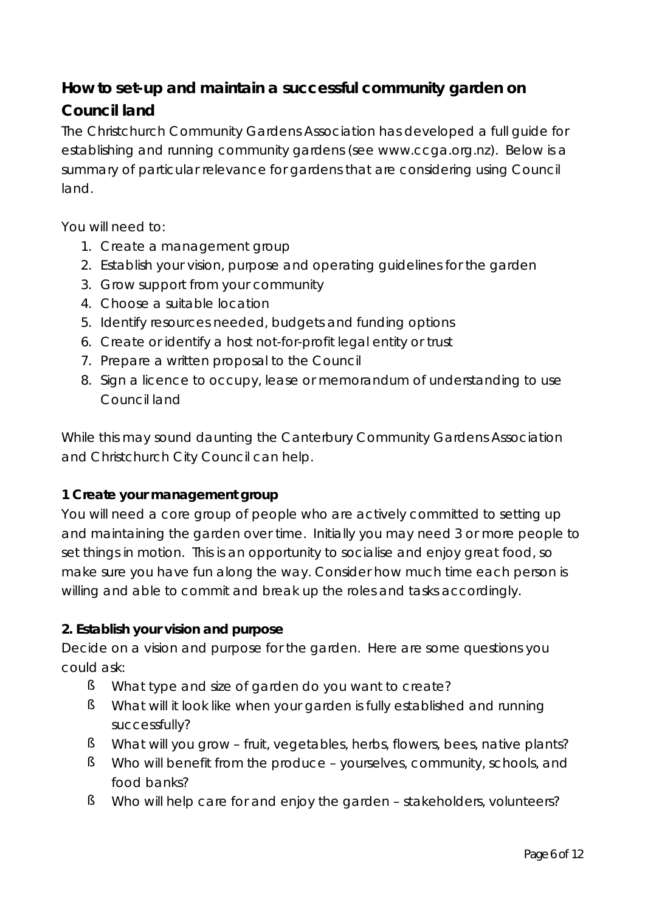## How to set-up and maintain a successful community garden on Council land

The Christchurch Community Gardens Association has developed a full guide for establishing and running community gardens (see www.ccga.org.nz). Below is a summary of particular relevance for gardens that are considering using Council land.

You will need to:

1. Create a management group
2. Establish your vision, purpose and operating guidelines for the garden
3. Grow support from your community
4. Choose a suitable location
5. Identify resources needed, budgets and funding options
6. Create or identify a host not-for-profit legal entity or trust
7. Prepare a written proposal to the Council
8. Sign a licence to occupy, lease or memorandum of understanding to use Council land

While this may sound daunting the Canterbury Community Gardens Association and Christchurch City Council can help.

### 1 Create your management group

You will need a core group of people who are actively committed to setting up and maintaining the garden over time. Initially you may need 3 or more people to set things in motion. This is an opportunity to socialise and enjoy great food, so make sure you have fun along the way. Consider how much time each person is willing and able to commit and break up the roles and tasks accordingly.

### 2. Establish your vision and purpose

Decide on a vision and purpose for the garden. Here are some questions you could ask:

- What type and size of garden do you want to create?
- What will it look like when your garden is fully established and running successfully?
- What will you grow – fruit, vegetables, herbs, flowers, bees, native plants?
- Who will benefit from the produce – yourselves, community, schools, and food banks?
- Who will help care for and enjoy the garden – stakeholders, volunteers?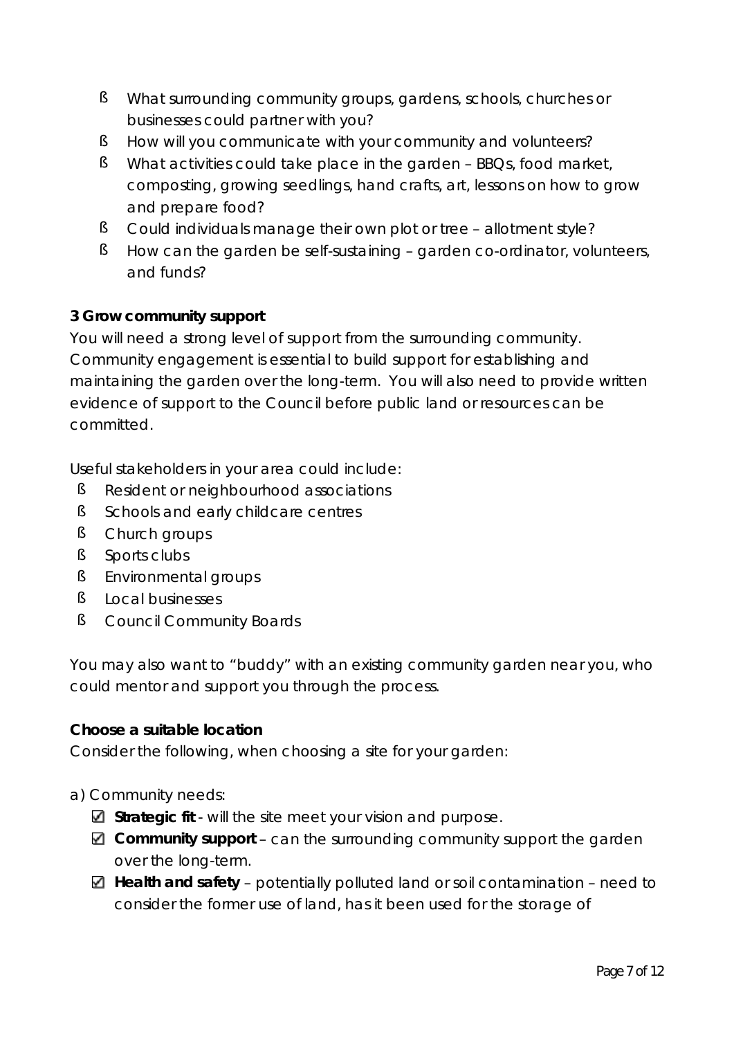- What surrounding community groups, gardens, schools, churches or businesses could partner with you?
- How will you communicate with your community and volunteers?
- What activities could take place in the garden – BBQs, food market, composting, growing seedlings, hand crafts, art, lessons on how to grow and prepare food?
- Could individuals manage their own plot or tree – allotment style?
- How can the garden be self-sustaining – garden co-ordinator, volunteers, and funds?

**3 Grow community support**

You will need a strong level of support from the surrounding community. Community engagement is essential to build support for establishing and maintaining the garden over the long-term. You will also need to provide written evidence of support to the Council before public land or resources can be committed.

Useful stakeholders in your area could include:

- Resident or neighbourhood associations
- Schools and early childcare centres
- Church groups
- Sports clubs
- Environmental groups
- Local businesses
- Council Community Boards

You may also want to "buddy" with an existing community garden near you, who could mentor and support you through the process.

**Choose a suitable location**

Consider the following, when choosing a site for your garden:

a) Community needs:

- ☑ **Strategic fit** - will the site meet your vision and purpose.
- ☑ **Community support** – can the surrounding community support the garden over the long-term.
- ☑ **Health and safety** – potentially polluted land or soil contamination – need to consider the former use of land, has it been used for the storage of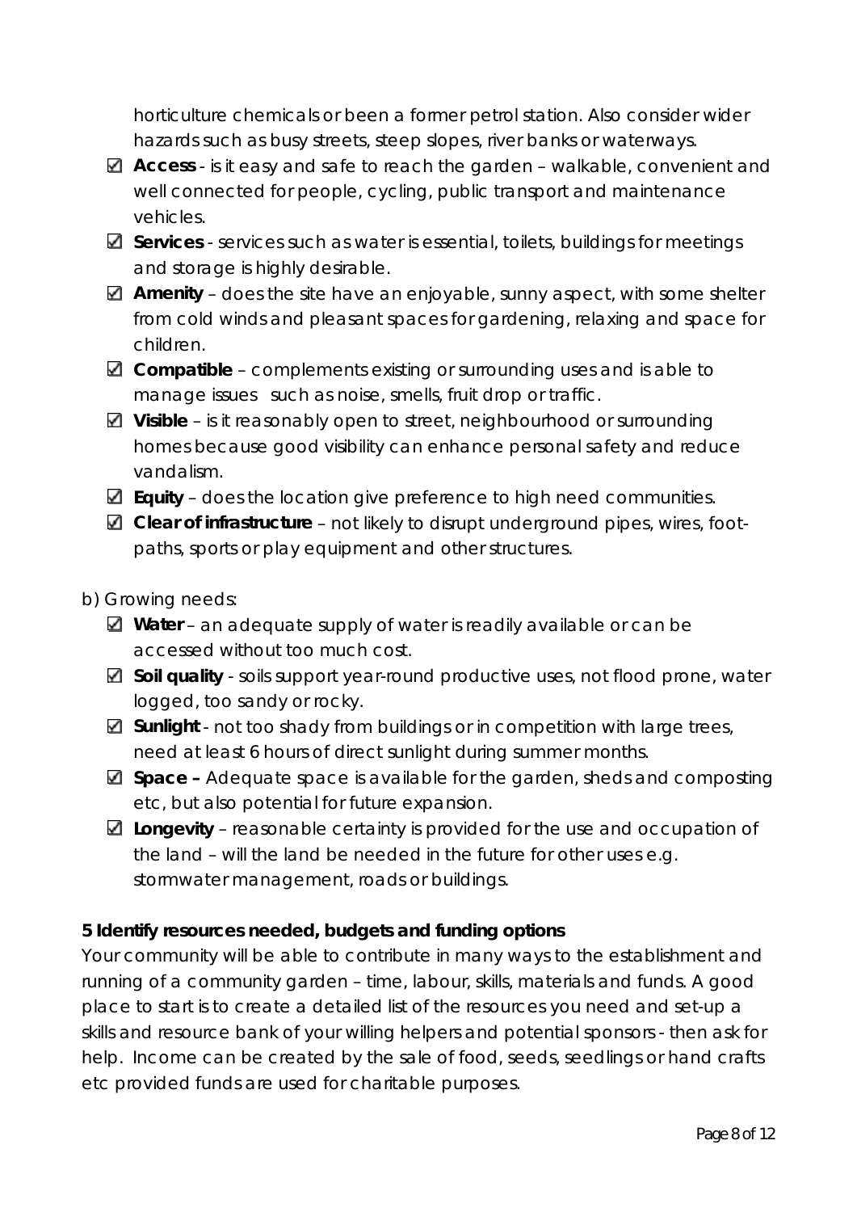horticulture chemicals or been a former petrol station. Also consider wider hazards such as busy streets, steep slopes, river banks or waterways.

- ☑ **Access** - is it easy and safe to reach the garden – walkable, convenient and well connected for people, cycling, public transport and maintenance vehicles.
- ☑ **Services** - services such as water is essential, toilets, buildings for meetings and storage is highly desirable.
- ☑ **Amenity** – does the site have an enjoyable, sunny aspect, with some shelter from cold winds and pleasant spaces for gardening, relaxing and space for children.
- ☑ **Compatible** – complements existing or surrounding uses and is able to manage issues such as noise, smells, fruit drop or traffic.
- ☑ **Visible** – is it reasonably open to street, neighbourhood or surrounding homes because good visibility can enhance personal safety and reduce vandalism.
- ☑ **Equity** – does the location give preference to high need communities.
- ☑ **Clear of infrastructure** – not likely to disrupt underground pipes, wires, foot-paths, sports or play equipment and other structures.

b) Growing needs:

- ☑ **Water** – an adequate supply of water is readily available or can be accessed without too much cost.
- ☑ **Soil quality** - soils support year-round productive uses, not flood prone, water logged, too sandy or rocky.
- ☑ **Sunlight** - not too shady from buildings or in competition with large trees, need at least 6 hours of direct sunlight during summer months.
- ☑ **Space –** Adequate space is available for the garden, sheds and composting etc, but also potential for future expansion.
- ☑ **Longevity** – reasonable certainty is provided for the use and occupation of the land – will the land be needed in the future for other uses e.g. stormwater management, roads or buildings.

**5 Identify resources needed, budgets and funding options**

Your community will be able to contribute in many ways to the establishment and running of a community garden – time, labour, skills, materials and funds. A good place to start is to create a detailed list of the resources you need and set-up a skills and resource bank of your willing helpers and potential sponsors - then ask for help. Income can be created by the sale of food, seeds, seedlings or hand crafts etc provided funds are used for charitable purposes.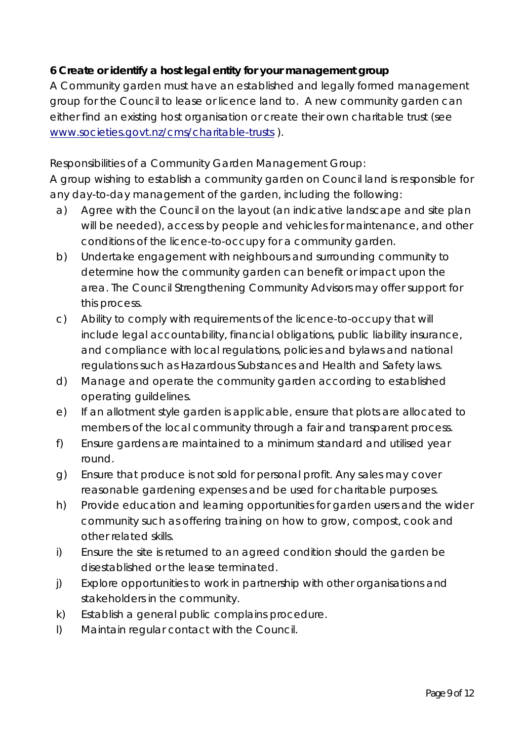**6 Create or identify a host legal entity for your management group**

A Community garden must have an established and legally formed management group for the Council to lease or licence land to. A new community garden can either find an existing host organisation or create their own charitable trust (see [www.societies.govt.nz/cms/charitable-trusts](http://www.societies.govt.nz/cms/charitable-trusts) ).

Responsibilities of a Community Garden Management Group:

A group wishing to establish a community garden on Council land is responsible for any day-to-day management of the garden, including the following:

a) Agree with the Council on the layout (an indicative landscape and site plan will be needed), access by people and vehicles for maintenance, and other conditions of the licence-to-occupy for a community garden.

b) Undertake engagement with neighbours and surrounding community to determine how the community garden can benefit or impact upon the area. The Council Strengthening Community Advisors may offer support for this process.

c) Ability to comply with requirements of the licence-to-occupy that will include legal accountability, financial obligations, public liability insurance, and compliance with local regulations, policies and bylaws and national regulations such as Hazardous Substances and Health and Safety laws.

d) Manage and operate the community garden according to established operating guildelines.

e) If an allotment style garden is applicable, ensure that plots are allocated to members of the local community through a fair and transparent process.

f) Ensure gardens are maintained to a minimum standard and utilised year round.

g) Ensure that produce is not sold for personal profit. Any sales may cover reasonable gardening expenses and be used for charitable purposes.

h) Provide education and learning opportunities for garden users and the wider community such as offering training on how to grow, compost, cook and other related skills.

i) Ensure the site is returned to an agreed condition should the garden be disestablished or the lease terminated.

j) Explore opportunities to work in partnership with other organisations and stakeholders in the community.

k) Establish a general public complains procedure.

l) Maintain regular contact with the Council.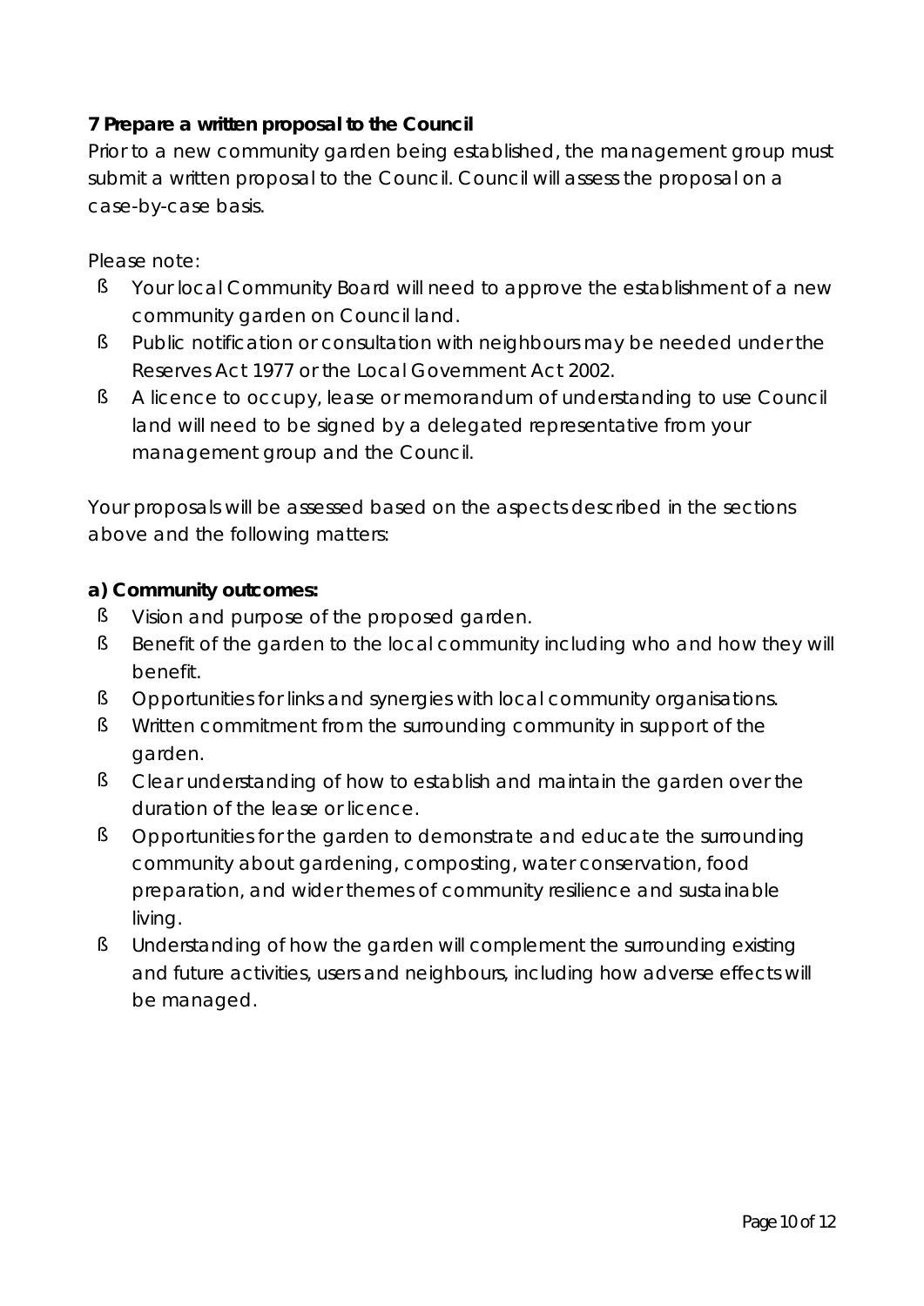### 7 Prepare a written proposal to the Council

Prior to a new community garden being established, the management group must submit a written proposal to the Council. Council will assess the proposal on a case-by-case basis.

Please note:

- Your local Community Board will need to approve the establishment of a new community garden on Council land.
- Public notification or consultation with neighbours may be needed under the Reserves Act 1977 or the Local Government Act 2002.
- A licence to occupy, lease or memorandum of understanding to use Council land will need to be signed by a delegated representative from your management group and the Council.

Your proposals will be assessed based on the aspects described in the sections above and the following matters:

**a) Community outcomes:**

- Vision and purpose of the proposed garden.
- Benefit of the garden to the local community including who and how they will benefit.
- Opportunities for links and synergies with local community organisations.
- Written commitment from the surrounding community in support of the garden.
- Clear understanding of how to establish and maintain the garden over the duration of the lease or licence.
- Opportunities for the garden to demonstrate and educate the surrounding community about gardening, composting, water conservation, food preparation, and wider themes of community resilience and sustainable living.
- Understanding of how the garden will complement the surrounding existing and future activities, users and neighbours, including how adverse effects will be managed.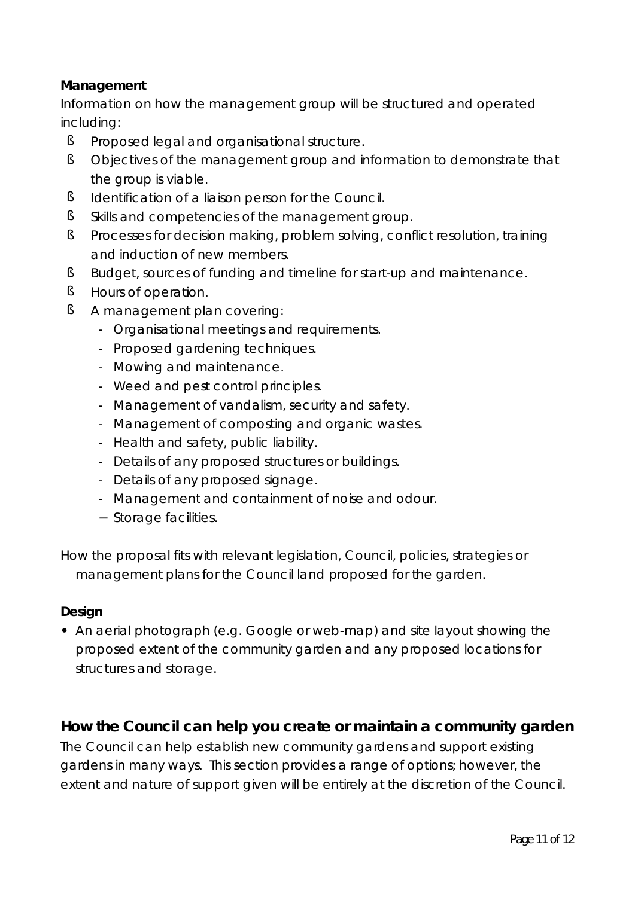**Management**

Information on how the management group will be structured and operated including:

- Proposed legal and organisational structure.
- Objectives of the management group and information to demonstrate that the group is viable.
- Identification of a liaison person for the Council.
- Skills and competencies of the management group.
- Processes for decision making, problem solving, conflict resolution, training and induction of new members.
- Budget, sources of funding and timeline for start-up and maintenance.
- Hours of operation.
- A management plan covering:
  - Organisational meetings and requirements.
  - Proposed gardening techniques.
  - Mowing and maintenance.
  - Weed and pest control principles.
  - Management of vandalism, security and safety.
  - Management of composting and organic wastes.
  - Health and safety, public liability.
  - Details of any proposed structures or buildings.
  - Details of any proposed signage.
  - Management and containment of noise and odour.
  - Storage facilities.

How the proposal fits with relevant legislation, Council, policies, strategies or management plans for the Council land proposed for the garden.

**Design**

- An aerial photograph (e.g. Google or web-map) and site layout showing the proposed extent of the community garden and any proposed locations for structures and storage.

## How the Council can help you create or maintain a community garden

The Council can help establish new community gardens and support existing gardens in many ways. This section provides a range of options; however, the extent and nature of support given will be entirely at the discretion of the Council.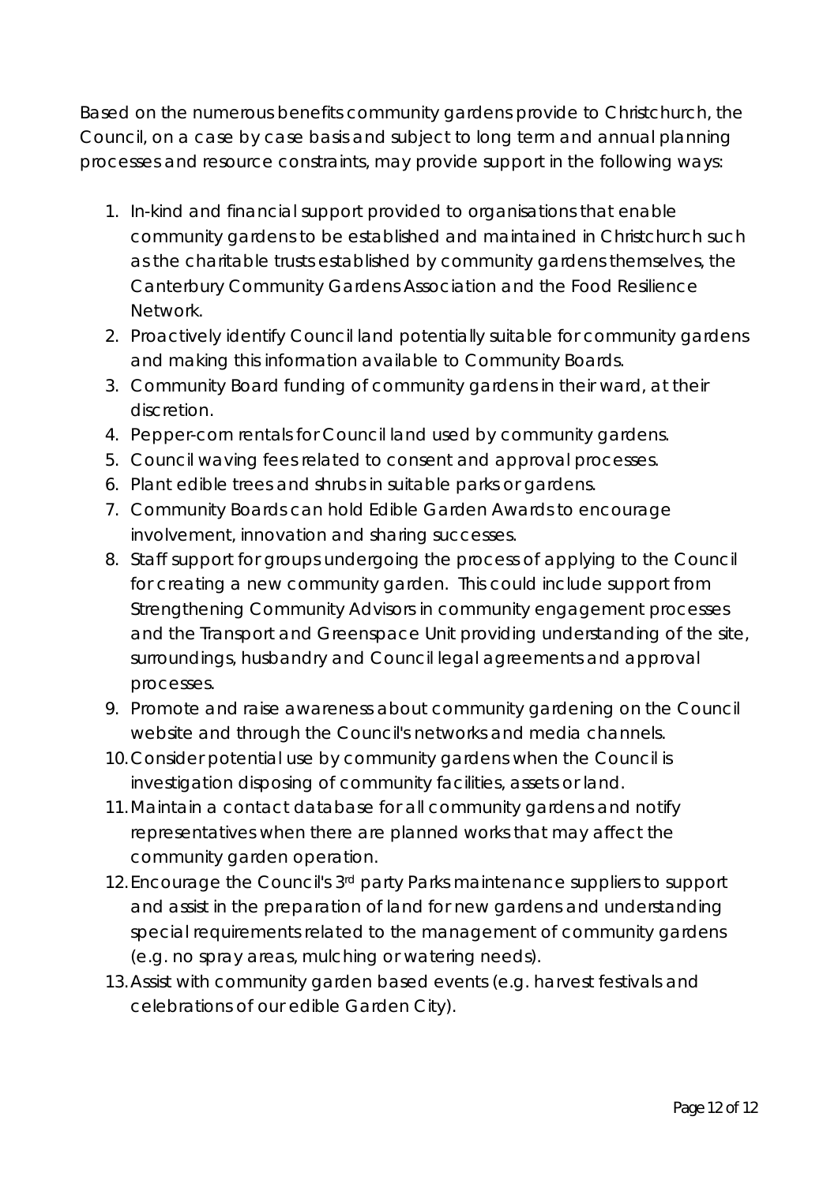Based on the numerous benefits community gardens provide to Christchurch, the Council, on a case by case basis and subject to long term and annual planning processes and resource constraints, may provide support in the following ways:

1. In-kind and financial support provided to organisations that enable community gardens to be established and maintained in Christchurch such as the charitable trusts established by community gardens themselves, the Canterbury Community Gardens Association and the Food Resilience Network.
2. Proactively identify Council land potentially suitable for community gardens and making this information available to Community Boards.
3. Community Board funding of community gardens in their ward, at their discretion.
4. Pepper-corn rentals for Council land used by community gardens.
5. Council waving fees related to consent and approval processes.
6. Plant edible trees and shrubs in suitable parks or gardens.
7. Community Boards can hold Edible Garden Awards to encourage involvement, innovation and sharing successes.
8. Staff support for groups undergoing the process of applying to the Council for creating a new community garden. This could include support from Strengthening Community Advisors in community engagement processes and the Transport and Greenspace Unit providing understanding of the site, surroundings, husbandry and Council legal agreements and approval processes.
9. Promote and raise awareness about community gardening on the Council website and through the Council's networks and media channels.
10. Consider potential use by community gardens when the Council is investigation disposing of community facilities, assets or land.
11. Maintain a contact database for all community gardens and notify representatives when there are planned works that may affect the community garden operation.
12. Encourage the Council's 3rd party Parks maintenance suppliers to support and assist in the preparation of land for new gardens and understanding special requirements related to the management of community gardens (e.g. no spray areas, mulching or watering needs).
13. Assist with community garden based events (e.g. harvest festivals and celebrations of our edible Garden City).